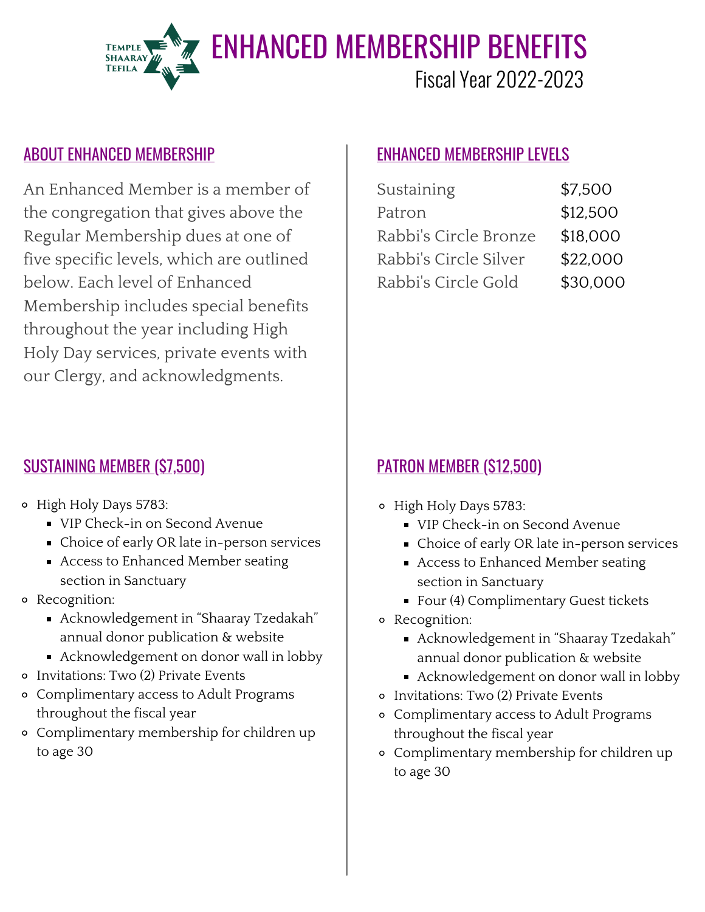Temple Shaaray Tefila

# ENHANCED MEMBERSHIP BENEFITS

Fiscal Year 2022-2023

## ABOUT ENHANCED MEMBERSHIP

An Enhanced Member is a member of the congregation that gives above the Regular Membership dues at one of five specific levels, which are outlined below. Each level of Enhanced Membership includes special benefits throughout the year including High Holy Day services, private events with our Clergy, and acknowledgments.

## ENHANCED MEMBERSHIP LEVELS

| | |
|---|---|
| Sustaining | $7,500 |
| Patron | $12,500 |
| Rabbi's Circle Bronze | $18,000 |
| Rabbi's Circle Silver | $22,000 |
| Rabbi's Circle Gold | $30,000 |

## SUSTAINING MEMBER ($7,500)

- High Holy Days 5783:
  - VIP Check-in on Second Avenue
  - Choice of early OR late in-person services
  - Access to Enhanced Member seating section in Sanctuary
- Recognition:
  - Acknowledgement in “Shaaray Tzedakah” annual donor publication & website
  - Acknowledgement on donor wall in lobby
- Invitations: Two (2) Private Events
- Complimentary access to Adult Programs throughout the fiscal year
- Complimentary membership for children up to age 30

## PATRON MEMBER ($12,500)

- High Holy Days 5783:
  - VIP Check-in on Second Avenue
  - Choice of early OR late in-person services
  - Access to Enhanced Member seating section in Sanctuary
  - Four (4) Complimentary Guest tickets
- Recognition:
  - Acknowledgement in “Shaaray Tzedakah” annual donor publication & website
  - Acknowledgement on donor wall in lobby
- Invitations: Two (2) Private Events
- Complimentary access to Adult Programs throughout the fiscal year
- Complimentary membership for children up to age 30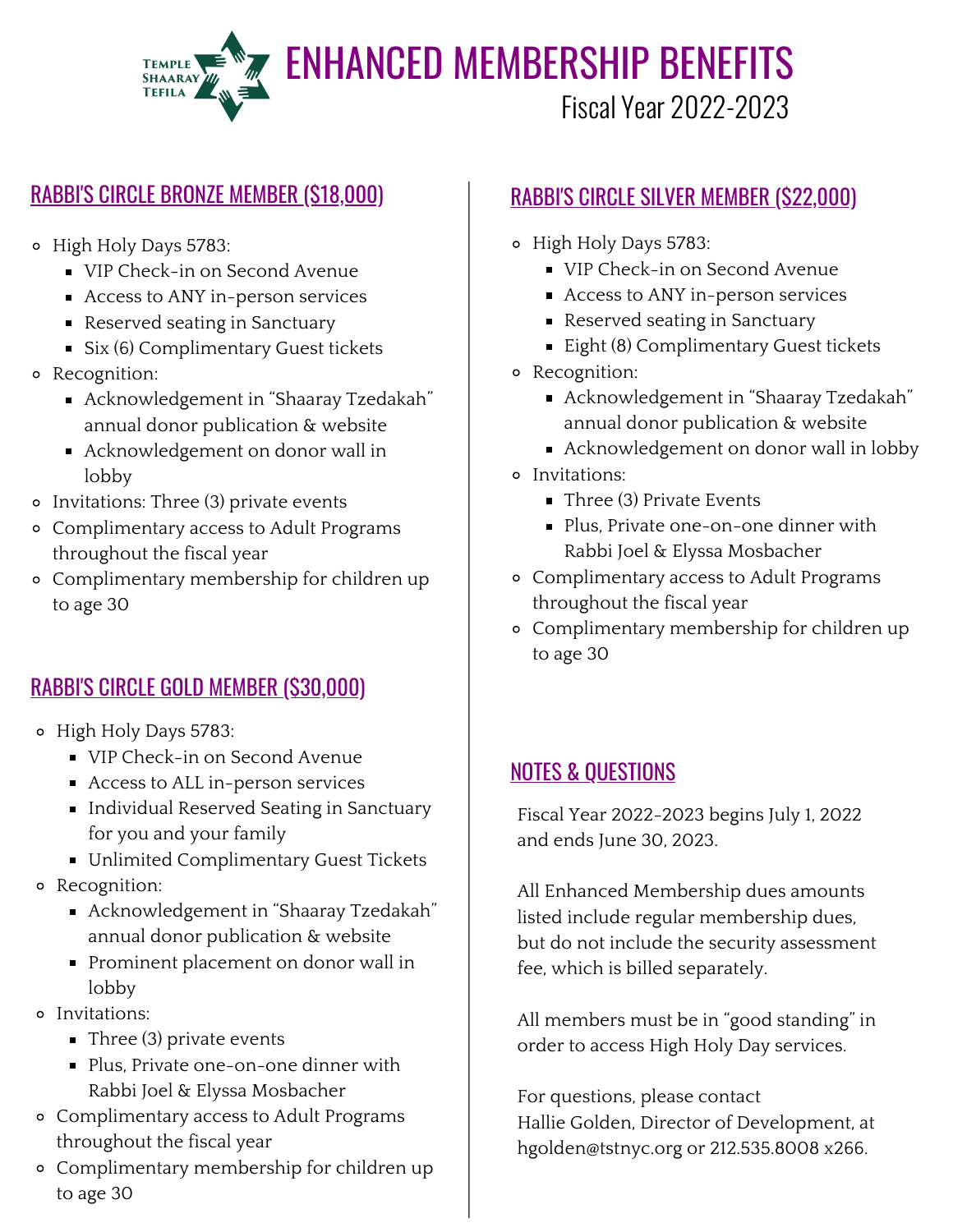Temple Shaaray Tefila

# ENHANCED MEMBERSHIP BENEFITS

Fiscal Year 2022-2023

## RABBI'S CIRCLE BRONZE MEMBER ($18,000)

- High Holy Days 5783:
  - VIP Check-in on Second Avenue
  - Access to ANY in-person services
  - Reserved seating in Sanctuary
  - Six (6) Complimentary Guest tickets
- Recognition:
  - Acknowledgement in "Shaaray Tzedakah" annual donor publication & website
  - Acknowledgement on donor wall in lobby
- Invitations: Three (3) private events
- Complimentary access to Adult Programs throughout the fiscal year
- Complimentary membership for children up to age 30

## RABBI'S CIRCLE GOLD MEMBER ($30,000)

- High Holy Days 5783:
  - VIP Check-in on Second Avenue
  - Access to ALL in-person services
  - Individual Reserved Seating in Sanctuary for you and your family
  - Unlimited Complimentary Guest Tickets
- Recognition:
  - Acknowledgement in "Shaaray Tzedakah" annual donor publication & website
  - Prominent placement on donor wall in lobby
- Invitations:
  - Three (3) private events
  - Plus, Private one-on-one dinner with Rabbi Joel & Elyssa Mosbacher
- Complimentary access to Adult Programs throughout the fiscal year
- Complimentary membership for children up to age 30

## RABBI'S CIRCLE SILVER MEMBER ($22,000)

- High Holy Days 5783:
  - VIP Check-in on Second Avenue
  - Access to ANY in-person services
  - Reserved seating in Sanctuary
  - Eight (8) Complimentary Guest tickets
- Recognition:
  - Acknowledgement in "Shaaray Tzedakah" annual donor publication & website
  - Acknowledgement on donor wall in lobby
- Invitations:
  - Three (3) Private Events
  - Plus, Private one-on-one dinner with Rabbi Joel & Elyssa Mosbacher
- Complimentary access to Adult Programs throughout the fiscal year
- Complimentary membership for children up to age 30

## NOTES & QUESTIONS

Fiscal Year 2022-2023 begins July 1, 2022 and ends June 30, 2023.

All Enhanced Membership dues amounts listed include regular membership dues, but do not include the security assessment fee, which is billed separately.

All members must be in "good standing" in order to access High Holy Day services.

For questions, please contact
Hallie Golden, Director of Development, at hgolden@tstnyc.org or 212.535.8008 x266.